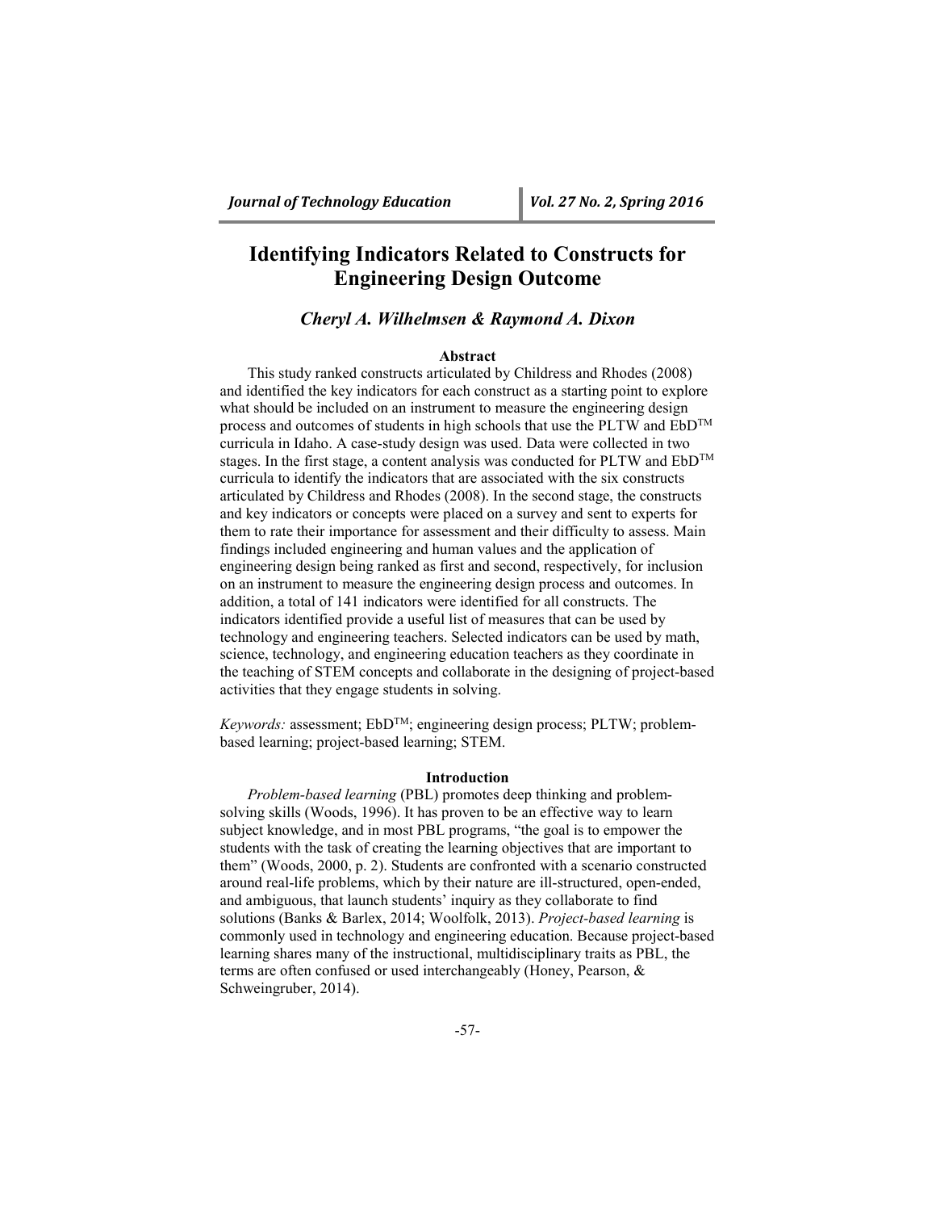# Identifying Indicators Related to Constructs for Engineering Design Outcome

***Cheryl A. Wilhelmsen & Raymond A. Dixon***

## Abstract

This study ranked constructs articulated by Childress and Rhodes (2008) and identified the key indicators for each construct as a starting point to explore what should be included on an instrument to measure the engineering design process and outcomes of students in high schools that use the PLTW and EbD™ curricula in Idaho. A case-study design was used. Data were collected in two stages. In the first stage, a content analysis was conducted for PLTW and EbD™ curricula to identify the indicators that are associated with the six constructs articulated by Childress and Rhodes (2008). In the second stage, the constructs and key indicators or concepts were placed on a survey and sent to experts for them to rate their importance for assessment and their difficulty to assess. Main findings included engineering and human values and the application of engineering design being ranked as first and second, respectively, for inclusion on an instrument to measure the engineering design process and outcomes. In addition, a total of 141 indicators were identified for all constructs. The indicators identified provide a useful list of measures that can be used by technology and engineering teachers. Selected indicators can be used by math, science, technology, and engineering education teachers as they coordinate in the teaching of STEM concepts and collaborate in the designing of project-based activities that they engage students in solving.

*Keywords:* assessment; EbD™; engineering design process; PLTW; problem-based learning; project-based learning; STEM.

## Introduction

*Problem-based learning* (PBL) promotes deep thinking and problem-solving skills (Woods, 1996). It has proven to be an effective way to learn subject knowledge, and in most PBL programs, "the goal is to empower the students with the task of creating the learning objectives that are important to them" (Woods, 2000, p. 2). Students are confronted with a scenario constructed around real-life problems, which by their nature are ill-structured, open-ended, and ambiguous, that launch students' inquiry as they collaborate to find solutions (Banks & Barlex, 2014; Woolfolk, 2013). *Project-based learning* is commonly used in technology and engineering education. Because project-based learning shares many of the instructional, multidisciplinary traits as PBL, the terms are often confused or used interchangeably (Honey, Pearson, & Schweingruber, 2014).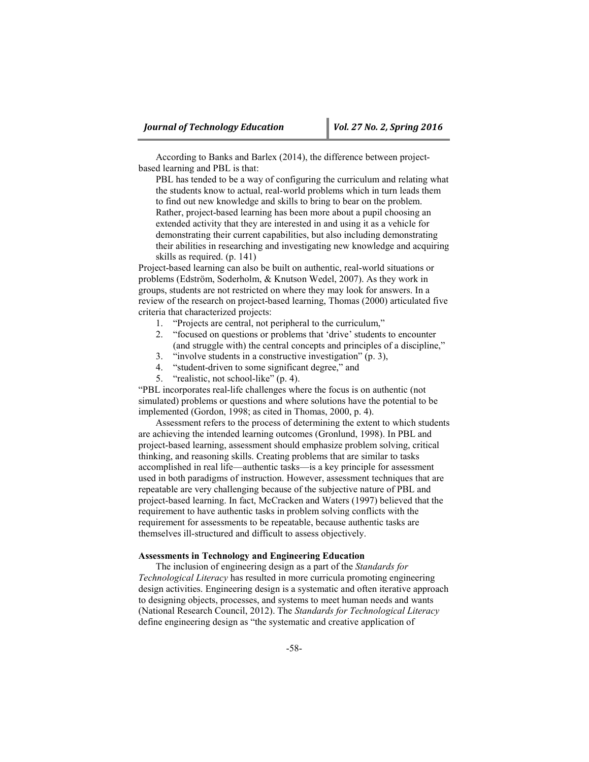According to Banks and Barlex (2014), the difference between project-based learning and PBL is that:

> PBL has tended to be a way of configuring the curriculum and relating what the students know to actual, real-world problems which in turn leads them to find out new knowledge and skills to bring to bear on the problem. Rather, project-based learning has been more about a pupil choosing an extended activity that they are interested in and using it as a vehicle for demonstrating their current capabilities, but also including demonstrating their abilities in researching and investigating new knowledge and acquiring skills as required. (p. 141)

Project-based learning can also be built on authentic, real-world situations or problems (Edström, Soderholm, & Knutson Wedel, 2007). As they work in groups, students are not restricted on where they may look for answers. In a review of the research on project-based learning, Thomas (2000) articulated five criteria that characterized projects:

1. "Projects are central, not peripheral to the curriculum,"
2. "focused on questions or problems that 'drive' students to encounter (and struggle with) the central concepts and principles of a discipline,"
3. "involve students in a constructive investigation" (p. 3),
4. "student-driven to some significant degree," and
5. "realistic, not school-like" (p. 4).

"PBL incorporates real-life challenges where the focus is on authentic (not simulated) problems or questions and where solutions have the potential to be implemented (Gordon, 1998; as cited in Thomas, 2000, p. 4).

Assessment refers to the process of determining the extent to which students are achieving the intended learning outcomes (Gronlund, 1998). In PBL and project-based learning, assessment should emphasize problem solving, critical thinking, and reasoning skills. Creating problems that are similar to tasks accomplished in real life—authentic tasks—is a key principle for assessment used in both paradigms of instruction. However, assessment techniques that are repeatable are very challenging because of the subjective nature of PBL and project-based learning. In fact, McCracken and Waters (1997) believed that the requirement to have authentic tasks in problem solving conflicts with the requirement for assessments to be repeatable, because authentic tasks are themselves ill-structured and difficult to assess objectively.

**Assessments in Technology and Engineering Education**

The inclusion of engineering design as a part of the *Standards for Technological Literacy* has resulted in more curricula promoting engineering design activities. Engineering design is a systematic and often iterative approach to designing objects, processes, and systems to meet human needs and wants (National Research Council, 2012). The *Standards for Technological Literacy* define engineering design as "the systematic and creative application of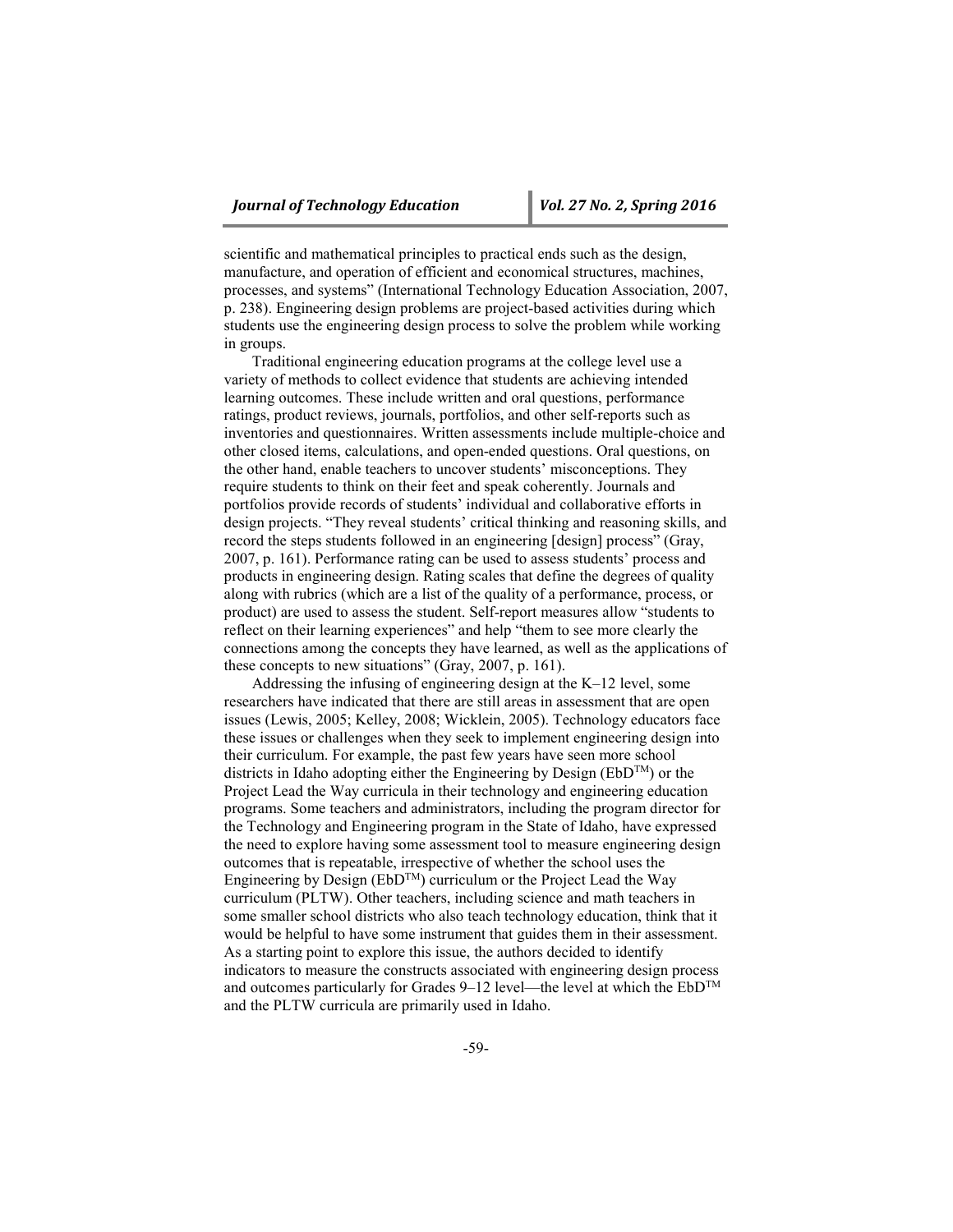scientific and mathematical principles to practical ends such as the design, manufacture, and operation of efficient and economical structures, machines, processes, and systems" (International Technology Education Association, 2007, p. 238). Engineering design problems are project-based activities during which students use the engineering design process to solve the problem while working in groups.

Traditional engineering education programs at the college level use a variety of methods to collect evidence that students are achieving intended learning outcomes. These include written and oral questions, performance ratings, product reviews, journals, portfolios, and other self-reports such as inventories and questionnaires. Written assessments include multiple-choice and other closed items, calculations, and open-ended questions. Oral questions, on the other hand, enable teachers to uncover students' misconceptions. They require students to think on their feet and speak coherently. Journals and portfolios provide records of students' individual and collaborative efforts in design projects. "They reveal students' critical thinking and reasoning skills, and record the steps students followed in an engineering [design] process" (Gray, 2007, p. 161). Performance rating can be used to assess students' process and products in engineering design. Rating scales that define the degrees of quality along with rubrics (which are a list of the quality of a performance, process, or product) are used to assess the student. Self-report measures allow "students to reflect on their learning experiences" and help "them to see more clearly the connections among the concepts they have learned, as well as the applications of these concepts to new situations" (Gray, 2007, p. 161).

Addressing the infusing of engineering design at the K–12 level, some researchers have indicated that there are still areas in assessment that are open issues (Lewis, 2005; Kelley, 2008; Wicklein, 2005). Technology educators face these issues or challenges when they seek to implement engineering design into their curriculum. For example, the past few years have seen more school districts in Idaho adopting either the Engineering by Design (EbD™) or the Project Lead the Way curricula in their technology and engineering education programs. Some teachers and administrators, including the program director for the Technology and Engineering program in the State of Idaho, have expressed the need to explore having some assessment tool to measure engineering design outcomes that is repeatable, irrespective of whether the school uses the Engineering by Design (EbD™) curriculum or the Project Lead the Way curriculum (PLTW). Other teachers, including science and math teachers in some smaller school districts who also teach technology education, think that it would be helpful to have some instrument that guides them in their assessment. As a starting point to explore this issue, the authors decided to identify indicators to measure the constructs associated with engineering design process and outcomes particularly for Grades 9–12 level—the level at which the EbD™ and the PLTW curricula are primarily used in Idaho.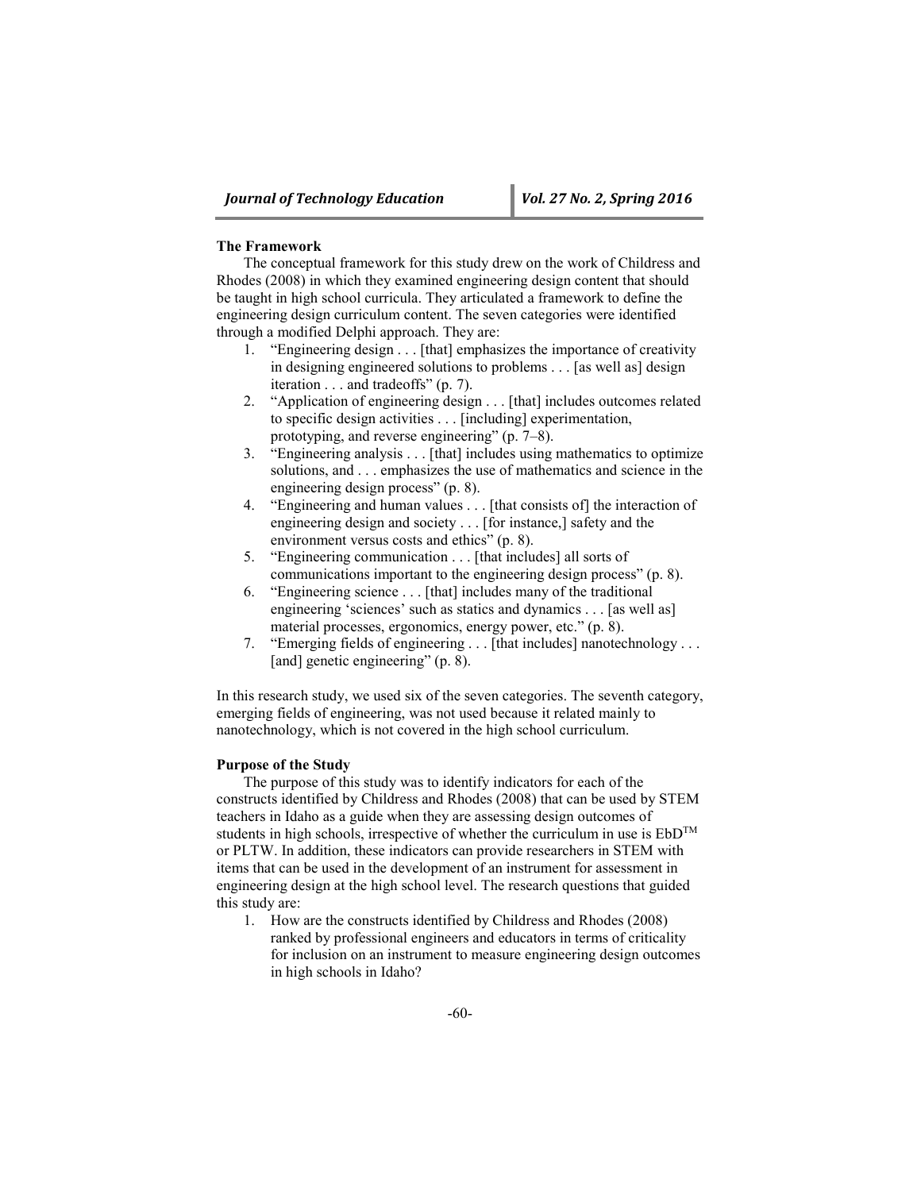**The Framework**

The conceptual framework for this study drew on the work of Childress and Rhodes (2008) in which they examined engineering design content that should be taught in high school curricula. They articulated a framework to define the engineering design curriculum content. The seven categories were identified through a modified Delphi approach. They are:

1. "Engineering design . . . [that] emphasizes the importance of creativity in designing engineered solutions to problems . . . [as well as] design iteration . . . and tradeoffs" (p. 7).
2. "Application of engineering design . . . [that] includes outcomes related to specific design activities . . . [including] experimentation, prototyping, and reverse engineering" (p. 7–8).
3. "Engineering analysis . . . [that] includes using mathematics to optimize solutions, and . . . emphasizes the use of mathematics and science in the engineering design process" (p. 8).
4. "Engineering and human values . . . [that consists of] the interaction of engineering design and society . . . [for instance,] safety and the environment versus costs and ethics" (p. 8).
5. "Engineering communication . . . [that includes] all sorts of communications important to the engineering design process" (p. 8).
6. "Engineering science . . . [that] includes many of the traditional engineering 'sciences' such as statics and dynamics . . . [as well as] material processes, ergonomics, energy power, etc." (p. 8).
7. "Emerging fields of engineering . . . [that includes] nanotechnology . . . [and] genetic engineering" (p. 8).

In this research study, we used six of the seven categories. The seventh category, emerging fields of engineering, was not used because it related mainly to nanotechnology, which is not covered in the high school curriculum.

**Purpose of the Study**

The purpose of this study was to identify indicators for each of the constructs identified by Childress and Rhodes (2008) that can be used by STEM teachers in Idaho as a guide when they are assessing design outcomes of students in high schools, irrespective of whether the curriculum in use is EbD™ or PLTW. In addition, these indicators can provide researchers in STEM with items that can be used in the development of an instrument for assessment in engineering design at the high school level. The research questions that guided this study are:

1. How are the constructs identified by Childress and Rhodes (2008) ranked by professional engineers and educators in terms of criticality for inclusion on an instrument to measure engineering design outcomes in high schools in Idaho?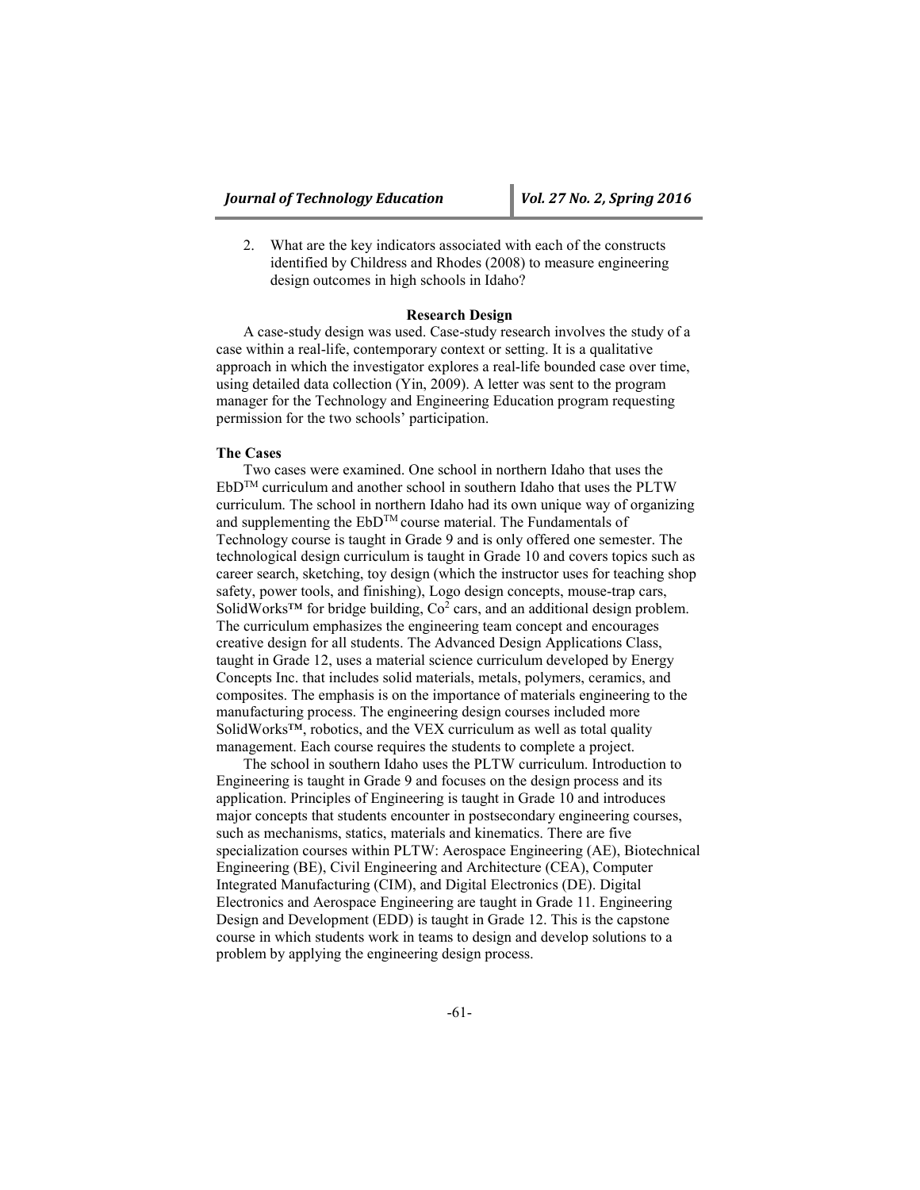2. What are the key indicators associated with each of the constructs identified by Childress and Rhodes (2008) to measure engineering design outcomes in high schools in Idaho?

## Research Design

A case-study design was used. Case-study research involves the study of a case within a real-life, contemporary context or setting. It is a qualitative approach in which the investigator explores a real-life bounded case over time, using detailed data collection (Yin, 2009). A letter was sent to the program manager for the Technology and Engineering Education program requesting permission for the two schools' participation.

### The Cases

Two cases were examined. One school in northern Idaho that uses the EbD™ curriculum and another school in southern Idaho that uses the PLTW curriculum. The school in northern Idaho had its own unique way of organizing and supplementing the EbD™ course material. The Fundamentals of Technology course is taught in Grade 9 and is only offered one semester. The technological design curriculum is taught in Grade 10 and covers topics such as career search, sketching, toy design (which the instructor uses for teaching shop safety, power tools, and finishing), Logo design concepts, mouse-trap cars, SolidWorks™ for bridge building, $Co^2$ cars, and an additional design problem. The curriculum emphasizes the engineering team concept and encourages creative design for all students. The Advanced Design Applications Class, taught in Grade 12, uses a material science curriculum developed by Energy Concepts Inc. that includes solid materials, metals, polymers, ceramics, and composites. The emphasis is on the importance of materials engineering to the manufacturing process. The engineering design courses included more SolidWorks™, robotics, and the VEX curriculum as well as total quality management. Each course requires the students to complete a project.

The school in southern Idaho uses the PLTW curriculum. Introduction to Engineering is taught in Grade 9 and focuses on the design process and its application. Principles of Engineering is taught in Grade 10 and introduces major concepts that students encounter in postsecondary engineering courses, such as mechanisms, statics, materials and kinematics. There are five specialization courses within PLTW: Aerospace Engineering (AE), Biotechnical Engineering (BE), Civil Engineering and Architecture (CEA), Computer Integrated Manufacturing (CIM), and Digital Electronics (DE). Digital Electronics and Aerospace Engineering are taught in Grade 11. Engineering Design and Development (EDD) is taught in Grade 12. This is the capstone course in which students work in teams to design and develop solutions to a problem by applying the engineering design process.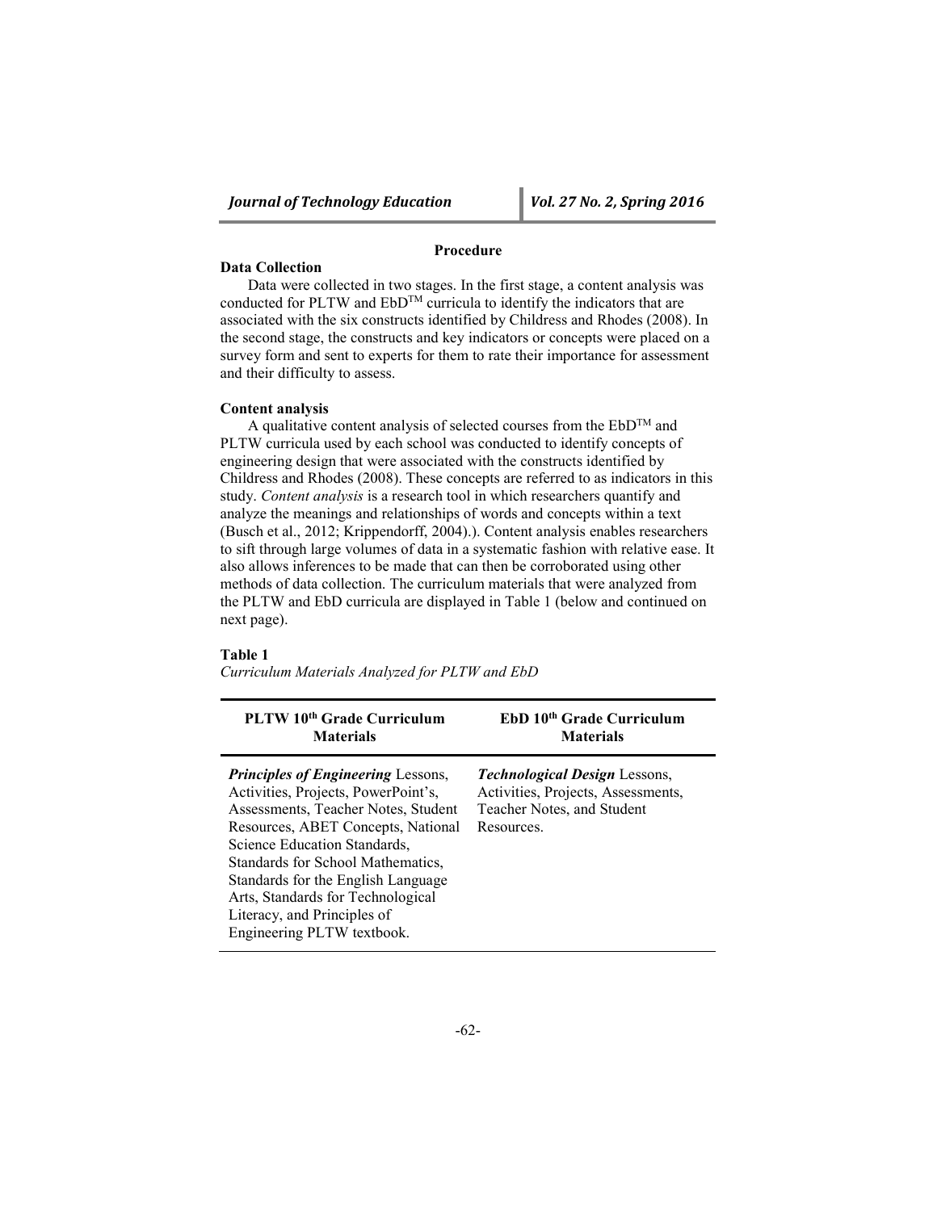## Procedure

### Data Collection

Data were collected in two stages. In the first stage, a content analysis was conducted for PLTW and EbD™ curricula to identify the indicators that are associated with the six constructs identified by Childress and Rhodes (2008). In the second stage, the constructs and key indicators or concepts were placed on a survey form and sent to experts for them to rate their importance for assessment and their difficulty to assess.

### Content analysis

A qualitative content analysis of selected courses from the EbD™ and PLTW curricula used by each school was conducted to identify concepts of engineering design that were associated with the constructs identified by Childress and Rhodes (2008). These concepts are referred to as indicators in this study. *Content analysis* is a research tool in which researchers quantify and analyze the meanings and relationships of words and concepts within a text (Busch et al., 2012; Krippendorff, 2004).). Content analysis enables researchers to sift through large volumes of data in a systematic fashion with relative ease. It also allows inferences to be made that can then be corroborated using other methods of data collection. The curriculum materials that were analyzed from the PLTW and EbD curricula are displayed in Table 1 (below and continued on next page).

**Table 1**

*Curriculum Materials Analyzed for PLTW and EbD*

| PLTW 10th Grade Curriculum Materials | EbD 10th Grade Curriculum Materials |
|---|---|
| ***Principles of Engineering*** Lessons, Activities, Projects, PowerPoint's, Assessments, Teacher Notes, Student Resources, ABET Concepts, National Science Education Standards, Standards for School Mathematics, Standards for the English Language Arts, Standards for Technological Literacy, and Principles of Engineering PLTW textbook. | ***Technological Design*** Lessons, Activities, Projects, Assessments, Teacher Notes, and Student Resources. |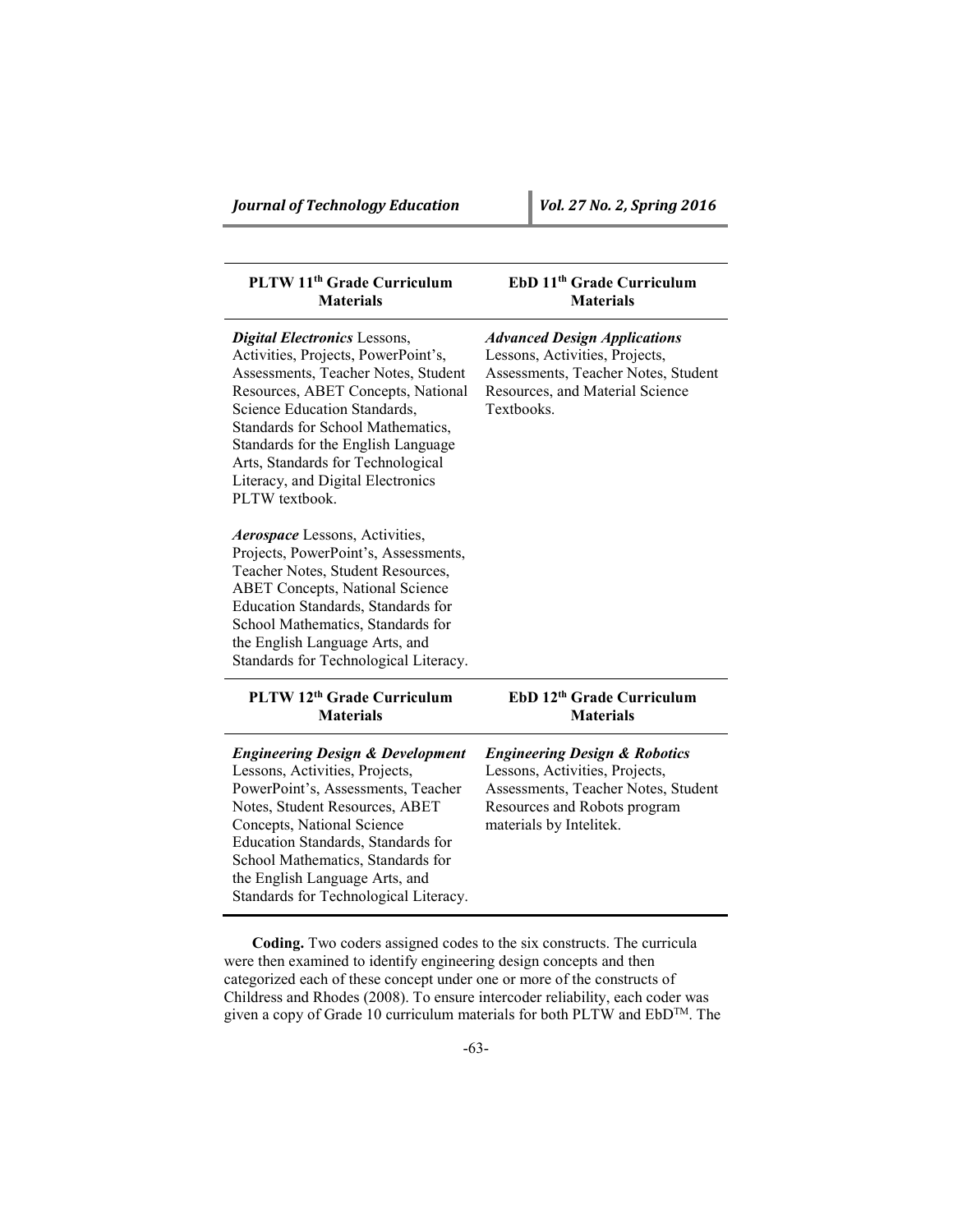| PLTW 11th Grade Curriculum Materials | EbD 11th Grade Curriculum Materials |
|---|---|
| ***Digital Electronics*** Lessons, Activities, Projects, PowerPoint's, Assessments, Teacher Notes, Student Resources, ABET Concepts, National Science Education Standards, Standards for School Mathematics, Standards for the English Language Arts, Standards for Technological Literacy, and Digital Electronics PLTW textbook. | ***Advanced Design Applications*** Lessons, Activities, Projects, Assessments, Teacher Notes, Student Resources, and Material Science Textbooks. |
| ***Aerospace*** Lessons, Activities, Projects, PowerPoint's, Assessments, Teacher Notes, Student Resources, ABET Concepts, National Science Education Standards, Standards for School Mathematics, Standards for the English Language Arts, and Standards for Technological Literacy. | |
| **PLTW 12th Grade Curriculum Materials** | **EbD 12th Grade Curriculum Materials** |
| ***Engineering Design & Development*** Lessons, Activities, Projects, PowerPoint's, Assessments, Teacher Notes, Student Resources, ABET Concepts, National Science Education Standards, Standards for School Mathematics, Standards for the English Language Arts, and Standards for Technological Literacy. | ***Engineering Design & Robotics*** Lessons, Activities, Projects, Assessments, Teacher Notes, Student Resources and Robots program materials by Intelitek. |

**Coding.** Two coders assigned codes to the six constructs. The curricula were then examined to identify engineering design concepts and then categorized each of these concept under one or more of the constructs of Childress and Rhodes (2008). To ensure intercoder reliability, each coder was given a copy of Grade 10 curriculum materials for both PLTW and EbD™. The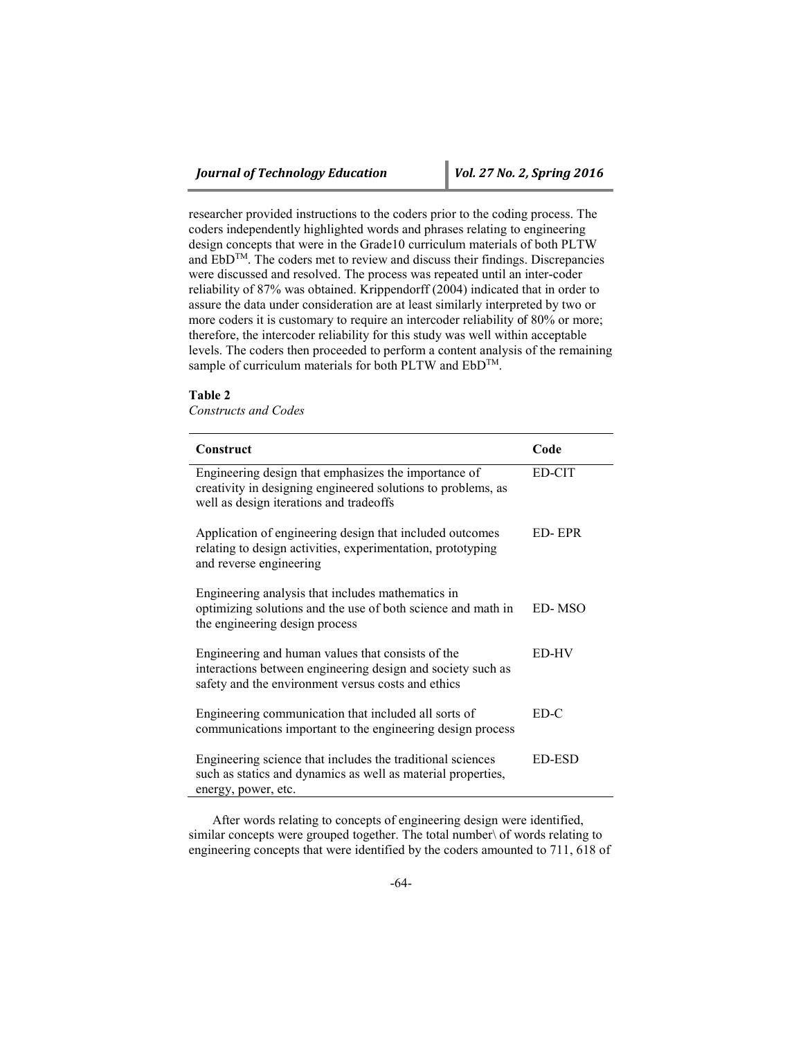researcher provided instructions to the coders prior to the coding process. The coders independently highlighted words and phrases relating to engineering design concepts that were in the Grade10 curriculum materials of both PLTW and EbD$^{TM}$. The coders met to review and discuss their findings. Discrepancies were discussed and resolved. The process was repeated until an inter-coder reliability of 87% was obtained. Krippendorff (2004) indicated that in order to assure the data under consideration are at least similarly interpreted by two or more coders it is customary to require an intercoder reliability of 80% or more; therefore, the intercoder reliability for this study was well within acceptable levels. The coders then proceeded to perform a content analysis of the remaining sample of curriculum materials for both PLTW and EbD$^{TM}$.

**Table 2**
*Constructs and Codes*

| Construct | Code |
|---|---|
| Engineering design that emphasizes the importance of creativity in designing engineered solutions to problems, as well as design iterations and tradeoffs | ED-CIT |
| Application of engineering design that included outcomes relating to design activities, experimentation, prototyping and reverse engineering | ED- EPR |
| Engineering analysis that includes mathematics in optimizing solutions and the use of both science and math in the engineering design process | ED- MSO |
| Engineering and human values that consists of the interactions between engineering design and society such as safety and the environment versus costs and ethics | ED-HV |
| Engineering communication that included all sorts of communications important to the engineering design process | ED-C |
| Engineering science that includes the traditional sciences such as statics and dynamics as well as material properties, energy, power, etc. | ED-ESD |

After words relating to concepts of engineering design were identified, similar concepts were grouped together. The total number\ of words relating to engineering concepts that were identified by the coders amounted to 711, 618 of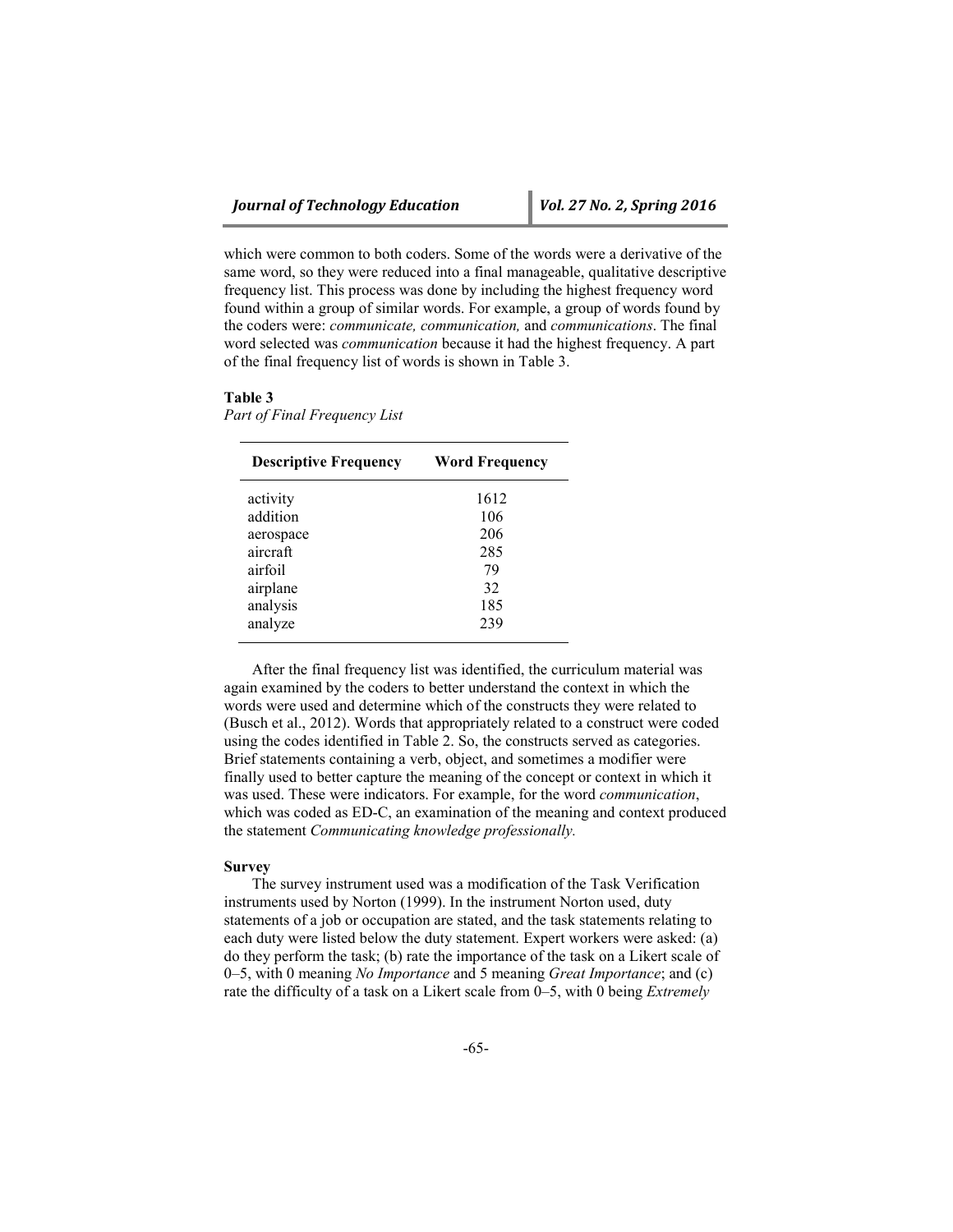which were common to both coders. Some of the words were a derivative of the same word, so they were reduced into a final manageable, qualitative descriptive frequency list. This process was done by including the highest frequency word found within a group of similar words. For example, a group of words found by the coders were: *communicate, communication,* and *communications*. The final word selected was *communication* because it had the highest frequency. A part of the final frequency list of words is shown in Table 3.

**Table 3**
*Part of Final Frequency List*

| Descriptive Frequency | Word Frequency |
|---|---|
| activity | 1612 |
| addition | 106 |
| aerospace | 206 |
| aircraft | 285 |
| airfoil | 79 |
| airplane | 32 |
| analysis | 185 |
| analyze | 239 |

After the final frequency list was identified, the curriculum material was again examined by the coders to better understand the context in which the words were used and determine which of the constructs they were related to (Busch et al., 2012). Words that appropriately related to a construct were coded using the codes identified in Table 2. So, the constructs served as categories. Brief statements containing a verb, object, and sometimes a modifier were finally used to better capture the meaning of the concept or context in which it was used. These were indicators. For example, for the word *communication*, which was coded as ED-C, an examination of the meaning and context produced the statement *Communicating knowledge professionally.*

**Survey**

The survey instrument used was a modification of the Task Verification instruments used by Norton (1999). In the instrument Norton used, duty statements of a job or occupation are stated, and the task statements relating to each duty were listed below the duty statement. Expert workers were asked: (a) do they perform the task; (b) rate the importance of the task on a Likert scale of 0–5, with 0 meaning *No Importance* and 5 meaning *Great Importance*; and (c) rate the difficulty of a task on a Likert scale from 0–5, with 0 being *Extremely*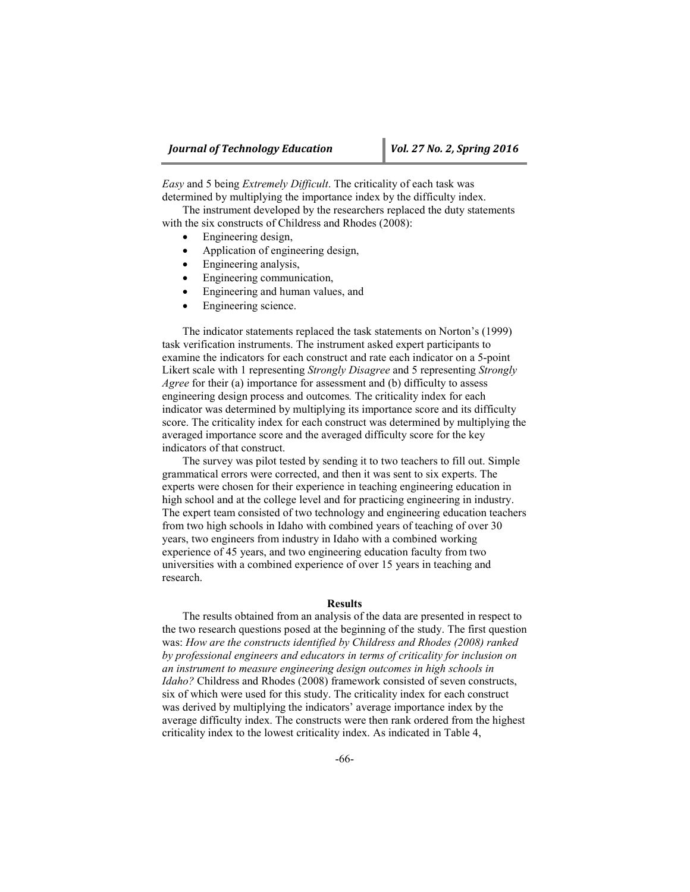*Easy* and 5 being *Extremely Difficult*. The criticality of each task was determined by multiplying the importance index by the difficulty index.

The instrument developed by the researchers replaced the duty statements with the six constructs of Childress and Rhodes (2008):

- Engineering design,
- Application of engineering design,
- Engineering analysis,
- Engineering communication,
- Engineering and human values, and
- Engineering science.

The indicator statements replaced the task statements on Norton's (1999) task verification instruments. The instrument asked expert participants to examine the indicators for each construct and rate each indicator on a 5-point Likert scale with 1 representing *Strongly Disagree* and 5 representing *Strongly Agree* for their (a) importance for assessment and (b) difficulty to assess engineering design process and outcomes*.* The criticality index for each indicator was determined by multiplying its importance score and its difficulty score. The criticality index for each construct was determined by multiplying the averaged importance score and the averaged difficulty score for the key indicators of that construct.

The survey was pilot tested by sending it to two teachers to fill out. Simple grammatical errors were corrected, and then it was sent to six experts. The experts were chosen for their experience in teaching engineering education in high school and at the college level and for practicing engineering in industry. The expert team consisted of two technology and engineering education teachers from two high schools in Idaho with combined years of teaching of over 30 years, two engineers from industry in Idaho with a combined working experience of 45 years, and two engineering education faculty from two universities with a combined experience of over 15 years in teaching and research.

## Results

The results obtained from an analysis of the data are presented in respect to the two research questions posed at the beginning of the study. The first question was: *How are the constructs identified by Childress and Rhodes (2008) ranked by professional engineers and educators in terms of criticality for inclusion on an instrument to measure engineering design outcomes in high schools in Idaho?* Childress and Rhodes (2008) framework consisted of seven constructs, six of which were used for this study. The criticality index for each construct was derived by multiplying the indicators' average importance index by the average difficulty index. The constructs were then rank ordered from the highest criticality index to the lowest criticality index. As indicated in Table 4,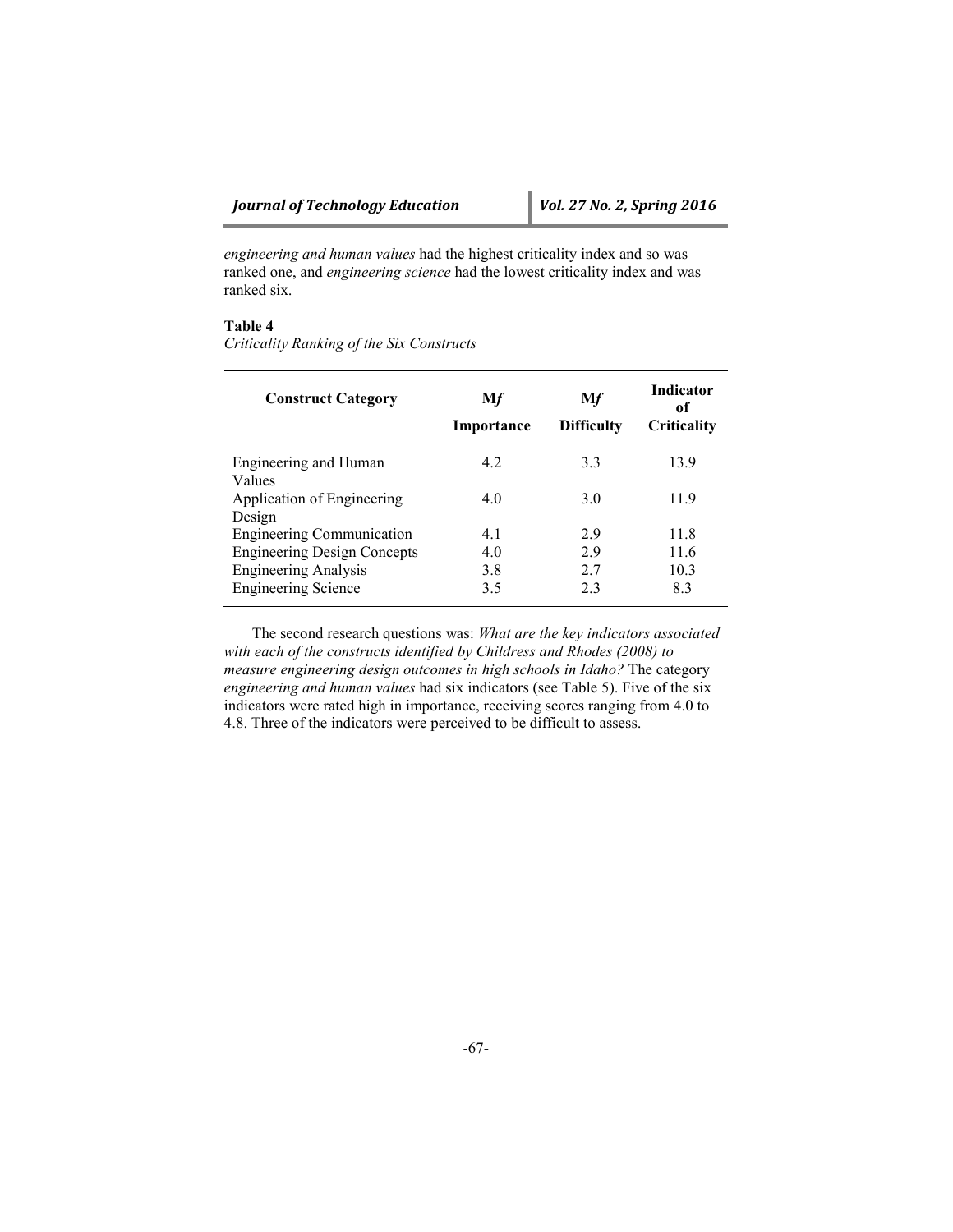*engineering and human values* had the highest criticality index and so was ranked one, and *engineering science* had the lowest criticality index and was ranked six.

**Table 4**
*Criticality Ranking of the Six Constructs*

| Construct Category | M*f* Importance | M*f* Difficulty | Indicator of Criticality |
|---|---|---|---|
| Engineering and Human Values | 4.2 | 3.3 | 13.9 |
| Application of Engineering Design | 4.0 | 3.0 | 11.9 |
| Engineering Communication | 4.1 | 2.9 | 11.8 |
| Engineering Design Concepts | 4.0 | 2.9 | 11.6 |
| Engineering Analysis | 3.8 | 2.7 | 10.3 |
| Engineering Science | 3.5 | 2.3 | 8.3 |

The second research questions was: *What are the key indicators associated with each of the constructs identified by Childress and Rhodes (2008) to measure engineering design outcomes in high schools in Idaho?* The category *engineering and human values* had six indicators (see Table 5). Five of the six indicators were rated high in importance, receiving scores ranging from 4.0 to 4.8. Three of the indicators were perceived to be difficult to assess.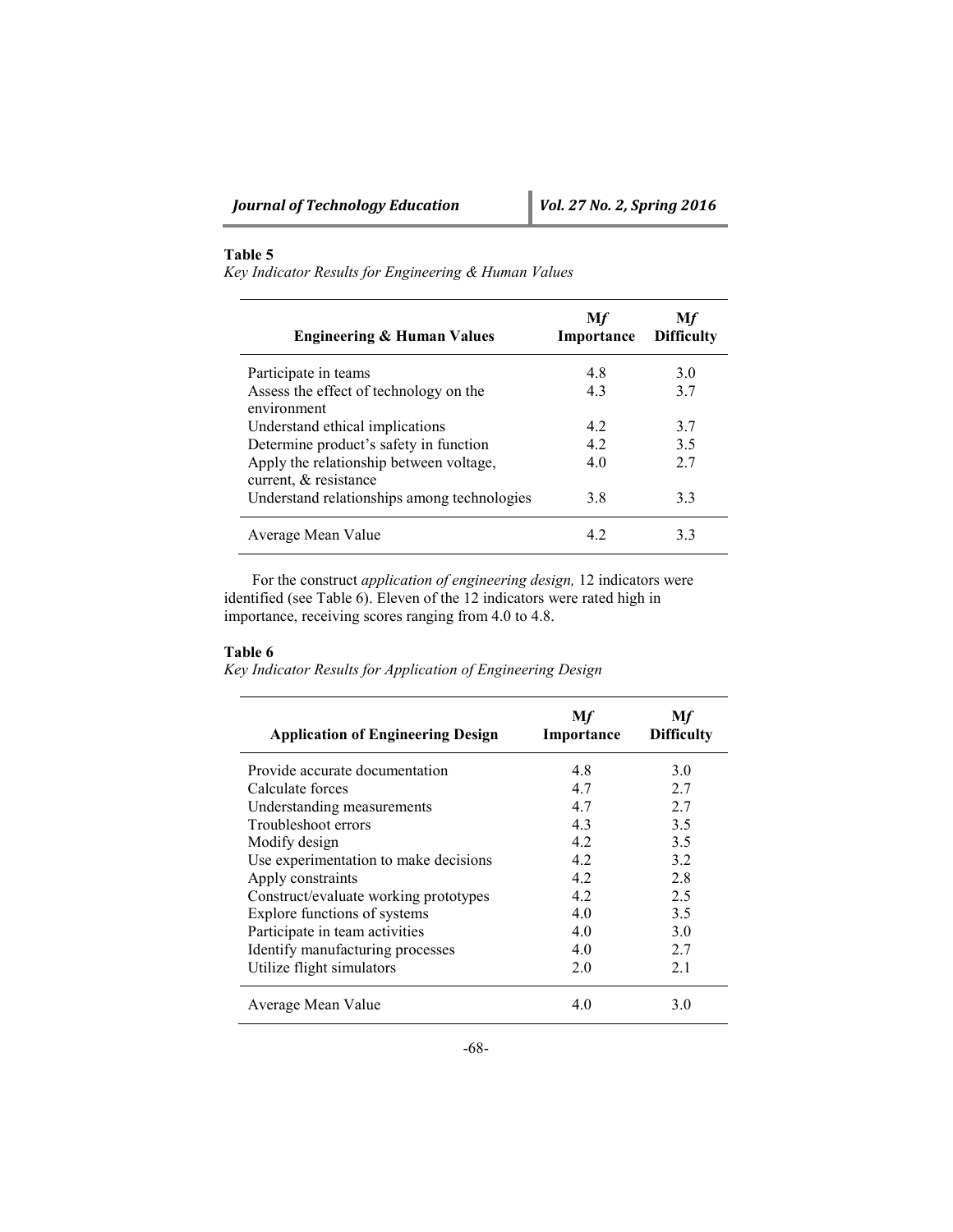**Table 5**

*Key Indicator Results for Engineering & Human Values*

| Engineering & Human Values | M*f* Importance | M*f* Difficulty |
|---|---|---|
| Participate in teams | 4.8 | 3.0 |
| Assess the effect of technology on the environment | 4.3 | 3.7 |
| Understand ethical implications | 4.2 | 3.7 |
| Determine product's safety in function | 4.2 | 3.5 |
| Apply the relationship between voltage, current, & resistance | 4.0 | 2.7 |
| Understand relationships among technologies | 3.8 | 3.3 |
| Average Mean Value | 4.2 | 3.3 |

For the construct *application of engineering design,* 12 indicators were identified (see Table 6). Eleven of the 12 indicators were rated high in importance, receiving scores ranging from 4.0 to 4.8.

**Table 6**

*Key Indicator Results for Application of Engineering Design*

| Application of Engineering Design | M*f* Importance | M*f* Difficulty |
|---|---|---|
| Provide accurate documentation | 4.8 | 3.0 |
| Calculate forces | 4.7 | 2.7 |
| Understanding measurements | 4.7 | 2.7 |
| Troubleshoot errors | 4.3 | 3.5 |
| Modify design | 4.2 | 3.5 |
| Use experimentation to make decisions | 4.2 | 3.2 |
| Apply constraints | 4.2 | 2.8 |
| Construct/evaluate working prototypes | 4.2 | 2.5 |
| Explore functions of systems | 4.0 | 3.5 |
| Participate in team activities | 4.0 | 3.0 |
| Identify manufacturing processes | 4.0 | 2.7 |
| Utilize flight simulators | 2.0 | 2.1 |
| Average Mean Value | 4.0 | 3.0 |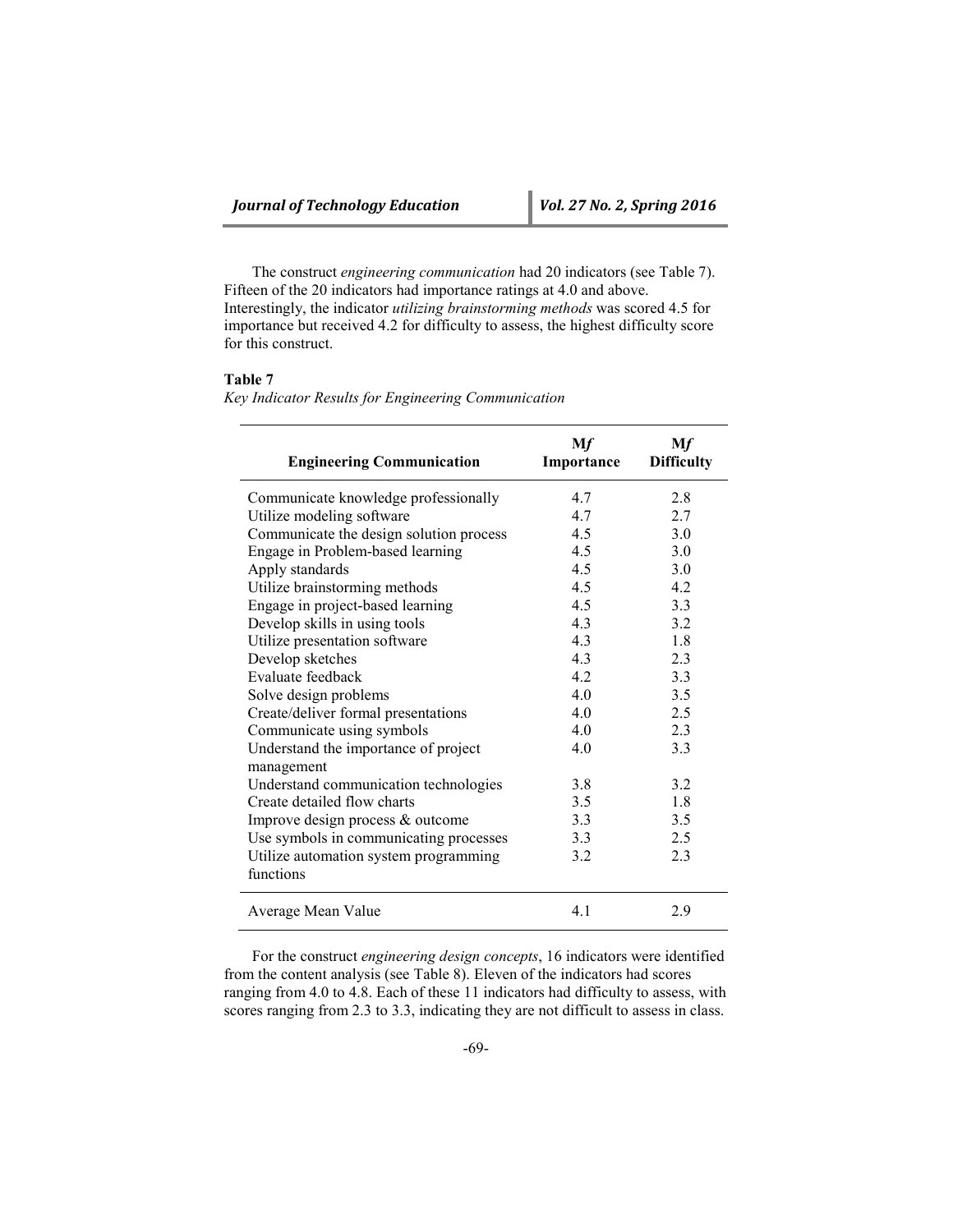The construct *engineering communication* had 20 indicators (see Table 7). Fifteen of the 20 indicators had importance ratings at 4.0 and above. Interestingly, the indicator *utilizing brainstorming methods* was scored 4.5 for importance but received 4.2 for difficulty to assess, the highest difficulty score for this construct.

**Table 7**

*Key Indicator Results for Engineering Communication*

| Engineering Communication | M*f* Importance | M*f* Difficulty |
|---|---|---|
| Communicate knowledge professionally | 4.7 | 2.8 |
| Utilize modeling software | 4.7 | 2.7 |
| Communicate the design solution process | 4.5 | 3.0 |
| Engage in Problem-based learning | 4.5 | 3.0 |
| Apply standards | 4.5 | 3.0 |
| Utilize brainstorming methods | 4.5 | 4.2 |
| Engage in project-based learning | 4.5 | 3.3 |
| Develop skills in using tools | 4.3 | 3.2 |
| Utilize presentation software | 4.3 | 1.8 |
| Develop sketches | 4.3 | 2.3 |
| Evaluate feedback | 4.2 | 3.3 |
| Solve design problems | 4.0 | 3.5 |
| Create/deliver formal presentations | 4.0 | 2.5 |
| Communicate using symbols | 4.0 | 2.3 |
| Understand the importance of project management | 4.0 | 3.3 |
| Understand communication technologies | 3.8 | 3.2 |
| Create detailed flow charts | 3.5 | 1.8 |
| Improve design process & outcome | 3.3 | 3.5 |
| Use symbols in communicating processes | 3.3 | 2.5 |
| Utilize automation system programming functions | 3.2 | 2.3 |
| Average Mean Value | 4.1 | 2.9 |

For the construct *engineering design concepts*, 16 indicators were identified from the content analysis (see Table 8). Eleven of the indicators had scores ranging from 4.0 to 4.8. Each of these 11 indicators had difficulty to assess, with scores ranging from 2.3 to 3.3, indicating they are not difficult to assess in class.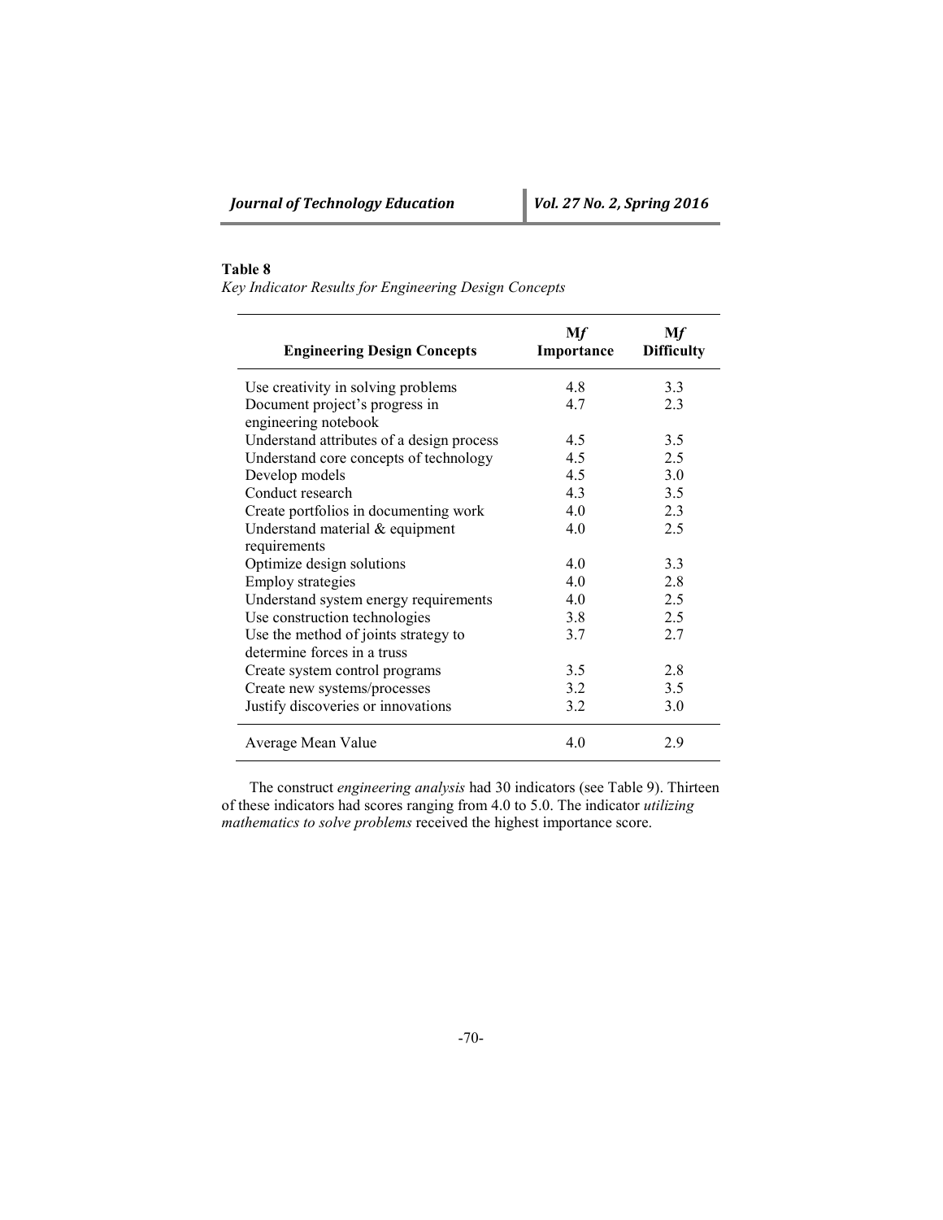**Table 8**

*Key Indicator Results for Engineering Design Concepts*

| Engineering Design Concepts | M*f* Importance | M*f* Difficulty |
|---|---|---|
| Use creativity in solving problems | 4.8 | 3.3 |
| Document project's progress in engineering notebook | 4.7 | 2.3 |
| Understand attributes of a design process | 4.5 | 3.5 |
| Understand core concepts of technology | 4.5 | 2.5 |
| Develop models | 4.5 | 3.0 |
| Conduct research | 4.3 | 3.5 |
| Create portfolios in documenting work | 4.0 | 2.3 |
| Understand material & equipment requirements | 4.0 | 2.5 |
| Optimize design solutions | 4.0 | 3.3 |
| Employ strategies | 4.0 | 2.8 |
| Understand system energy requirements | 4.0 | 2.5 |
| Use construction technologies | 3.8 | 2.5 |
| Use the method of joints strategy to determine forces in a truss | 3.7 | 2.7 |
| Create system control programs | 3.5 | 2.8 |
| Create new systems/processes | 3.2 | 3.5 |
| Justify discoveries or innovations | 3.2 | 3.0 |
| Average Mean Value | 4.0 | 2.9 |

The construct *engineering analysis* had 30 indicators (see Table 9). Thirteen of these indicators had scores ranging from 4.0 to 5.0. The indicator *utilizing mathematics to solve problems* received the highest importance score.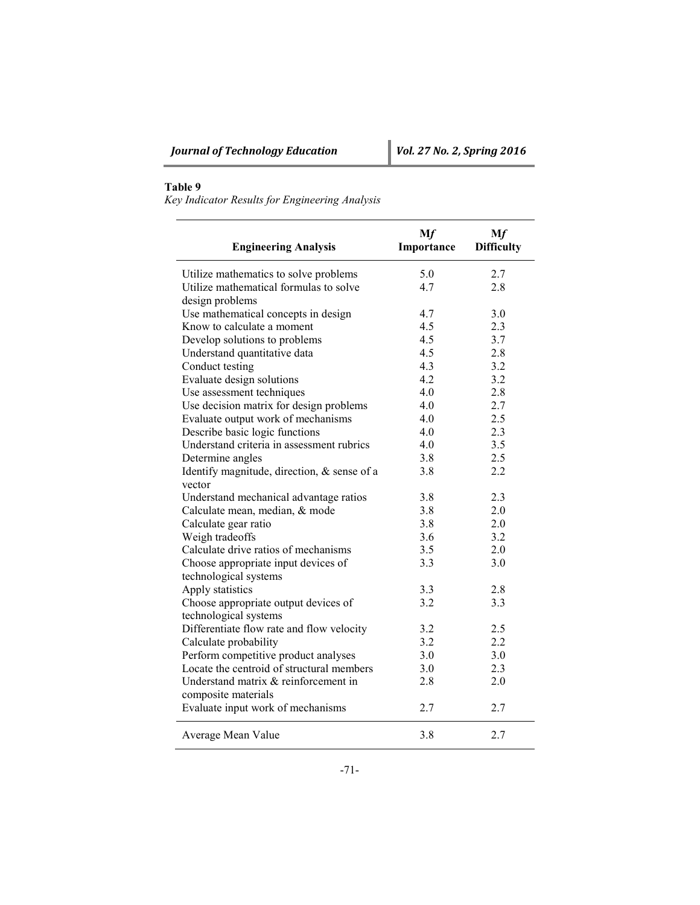**Table 9**
*Key Indicator Results for Engineering Analysis*

| Engineering Analysis | M*f* Importance | M*f* Difficulty |
|---|---|---|
| Utilize mathematics to solve problems | 5.0 | 2.7 |
| Utilize mathematical formulas to solve design problems | 4.7 | 2.8 |
| Use mathematical concepts in design | 4.7 | 3.0 |
| Know to calculate a moment | 4.5 | 2.3 |
| Develop solutions to problems | 4.5 | 3.7 |
| Understand quantitative data | 4.5 | 2.8 |
| Conduct testing | 4.3 | 3.2 |
| Evaluate design solutions | 4.2 | 3.2 |
| Use assessment techniques | 4.0 | 2.8 |
| Use decision matrix for design problems | 4.0 | 2.7 |
| Evaluate output work of mechanisms | 4.0 | 2.5 |
| Describe basic logic functions | 4.0 | 2.3 |
| Understand criteria in assessment rubrics | 4.0 | 3.5 |
| Determine angles | 3.8 | 2.5 |
| Identify magnitude, direction, & sense of a vector | 3.8 | 2.2 |
| Understand mechanical advantage ratios | 3.8 | 2.3 |
| Calculate mean, median, & mode | 3.8 | 2.0 |
| Calculate gear ratio | 3.8 | 2.0 |
| Weigh tradeoffs | 3.6 | 3.2 |
| Calculate drive ratios of mechanisms | 3.5 | 2.0 |
| Choose appropriate input devices of technological systems | 3.3 | 3.0 |
| Apply statistics | 3.3 | 2.8 |
| Choose appropriate output devices of technological systems | 3.2 | 3.3 |
| Differentiate flow rate and flow velocity | 3.2 | 2.5 |
| Calculate probability | 3.2 | 2.2 |
| Perform competitive product analyses | 3.0 | 3.0 |
| Locate the centroid of structural members | 3.0 | 2.3 |
| Understand matrix & reinforcement in composite materials | 2.8 | 2.0 |
| Evaluate input work of mechanisms | 2.7 | 2.7 |
| Average Mean Value | 3.8 | 2.7 |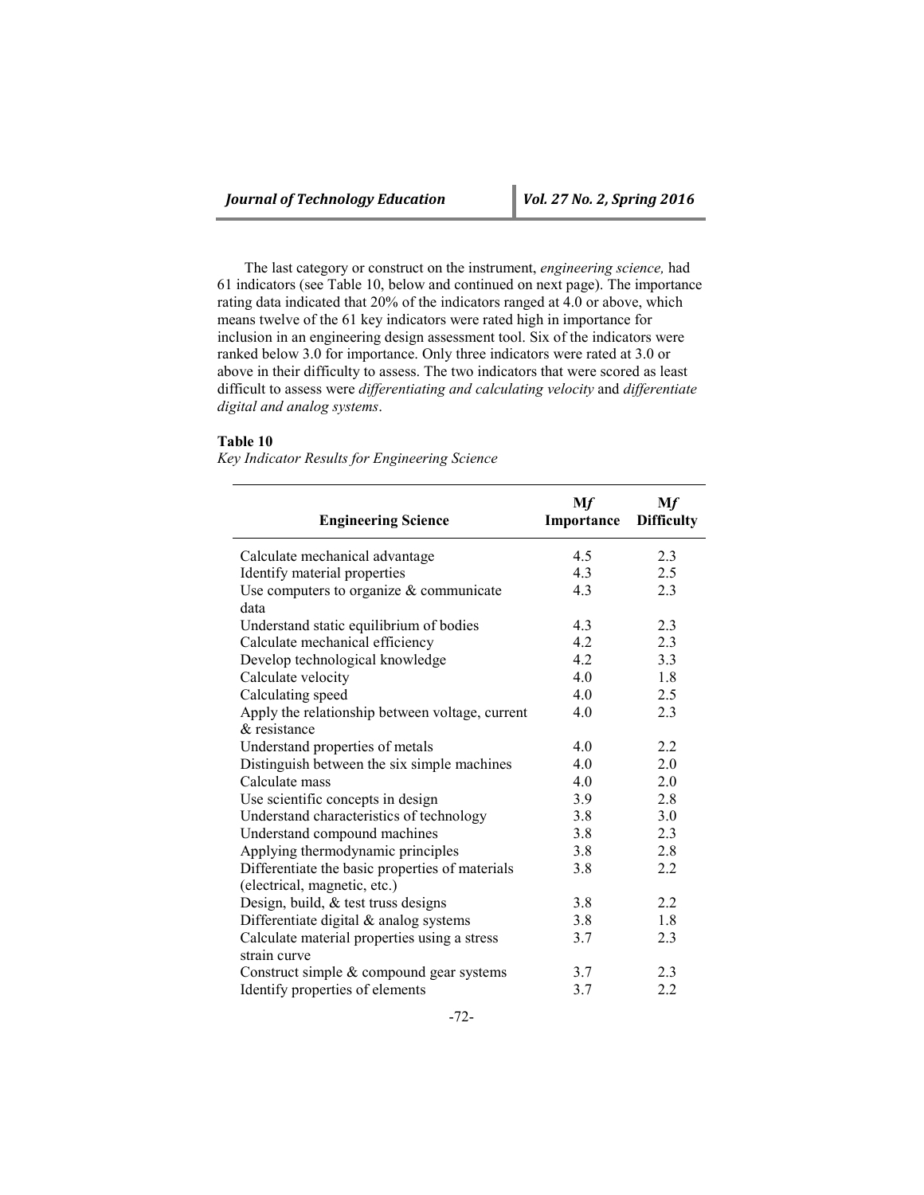The last category or construct on the instrument, *engineering science,* had 61 indicators (see Table 10, below and continued on next page). The importance rating data indicated that 20% of the indicators ranged at 4.0 or above, which means twelve of the 61 key indicators were rated high in importance for inclusion in an engineering design assessment tool. Six of the indicators were ranked below 3.0 for importance. Only three indicators were rated at 3.0 or above in their difficulty to assess. The two indicators that were scored as least difficult to assess were *differentiating and calculating velocity* and *differentiate digital and analog systems*.

**Table 10**

*Key Indicator Results for Engineering Science*

| Engineering Science | M*f* Importance | M*f* Difficulty |
|---|---|---|
| Calculate mechanical advantage | 4.5 | 2.3 |
| Identify material properties | 4.3 | 2.5 |
| Use computers to organize & communicate data | 4.3 | 2.3 |
| Understand static equilibrium of bodies | 4.3 | 2.3 |
| Calculate mechanical efficiency | 4.2 | 2.3 |
| Develop technological knowledge | 4.2 | 3.3 |
| Calculate velocity | 4.0 | 1.8 |
| Calculating speed | 4.0 | 2.5 |
| Apply the relationship between voltage, current & resistance | 4.0 | 2.3 |
| Understand properties of metals | 4.0 | 2.2 |
| Distinguish between the six simple machines | 4.0 | 2.0 |
| Calculate mass | 4.0 | 2.0 |
| Use scientific concepts in design | 3.9 | 2.8 |
| Understand characteristics of technology | 3.8 | 3.0 |
| Understand compound machines | 3.8 | 2.3 |
| Applying thermodynamic principles | 3.8 | 2.8 |
| Differentiate the basic properties of materials (electrical, magnetic, etc.) | 3.8 | 2.2 |
| Design, build, & test truss designs | 3.8 | 2.2 |
| Differentiate digital & analog systems | 3.8 | 1.8 |
| Calculate material properties using a stress strain curve | 3.7 | 2.3 |
| Construct simple & compound gear systems | 3.7 | 2.3 |
| Identify properties of elements | 3.7 | 2.2 |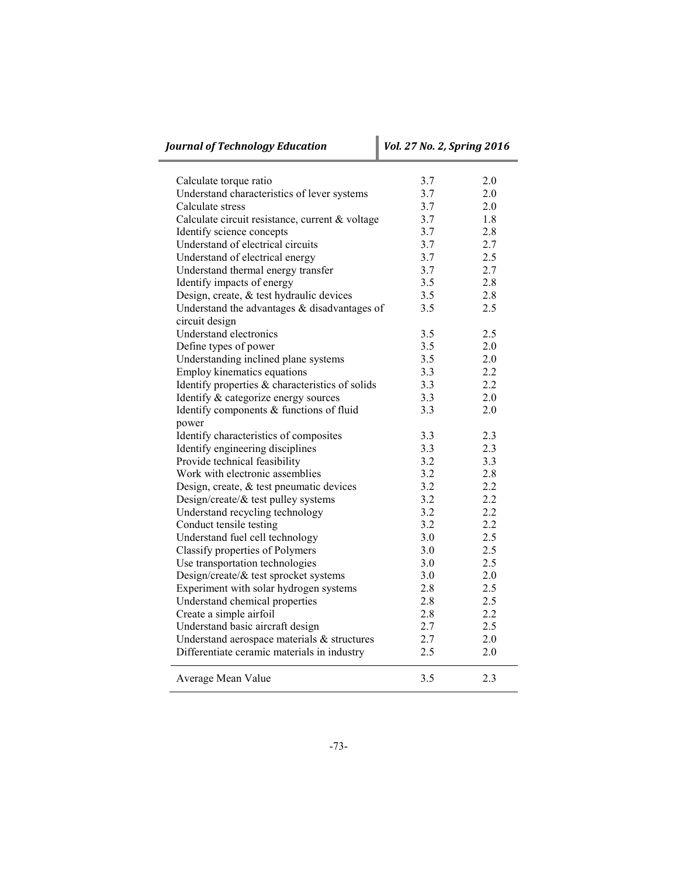| | | |
|---|---|---|
| Calculate torque ratio | 3.7 | 2.0 |
| Understand characteristics of lever systems | 3.7 | 2.0 |
| Calculate stress | 3.7 | 2.0 |
| Calculate circuit resistance, current & voltage | 3.7 | 1.8 |
| Identify science concepts | 3.7 | 2.8 |
| Understand of electrical circuits | 3.7 | 2.7 |
| Understand of electrical energy | 3.7 | 2.5 |
| Understand thermal energy transfer | 3.7 | 2.7 |
| Identify impacts of energy | 3.5 | 2.8 |
| Design, create, & test hydraulic devices | 3.5 | 2.8 |
| Understand the advantages & disadvantages of circuit design | 3.5 | 2.5 |
| Understand electronics | 3.5 | 2.5 |
| Define types of power | 3.5 | 2.0 |
| Understanding inclined plane systems | 3.5 | 2.0 |
| Employ kinematics equations | 3.3 | 2.2 |
| Identify properties & characteristics of solids | 3.3 | 2.2 |
| Identify & categorize energy sources | 3.3 | 2.0 |
| Identify components & functions of fluid power | 3.3 | 2.0 |
| Identify characteristics of composites | 3.3 | 2.3 |
| Identify engineering disciplines | 3.3 | 2.3 |
| Provide technical feasibility | 3.2 | 3.3 |
| Work with electronic assemblies | 3.2 | 2.8 |
| Design, create, & test pneumatic devices | 3.2 | 2.2 |
| Design/create/& test pulley systems | 3.2 | 2.2 |
| Understand recycling technology | 3.2 | 2.2 |
| Conduct tensile testing | 3.2 | 2.2 |
| Understand fuel cell technology | 3.0 | 2.5 |
| Classify properties of Polymers | 3.0 | 2.5 |
| Use transportation technologies | 3.0 | 2.5 |
| Design/create/& test sprocket systems | 3.0 | 2.0 |
| Experiment with solar hydrogen systems | 2.8 | 2.5 |
| Understand chemical properties | 2.8 | 2.5 |
| Create a simple airfoil | 2.8 | 2.2 |
| Understand basic aircraft design | 2.7 | 2.5 |
| Understand aerospace materials & structures | 2.7 | 2.0 |
| Differentiate ceramic materials in industry | 2.5 | 2.0 |
| Average Mean Value | 3.5 | 2.3 |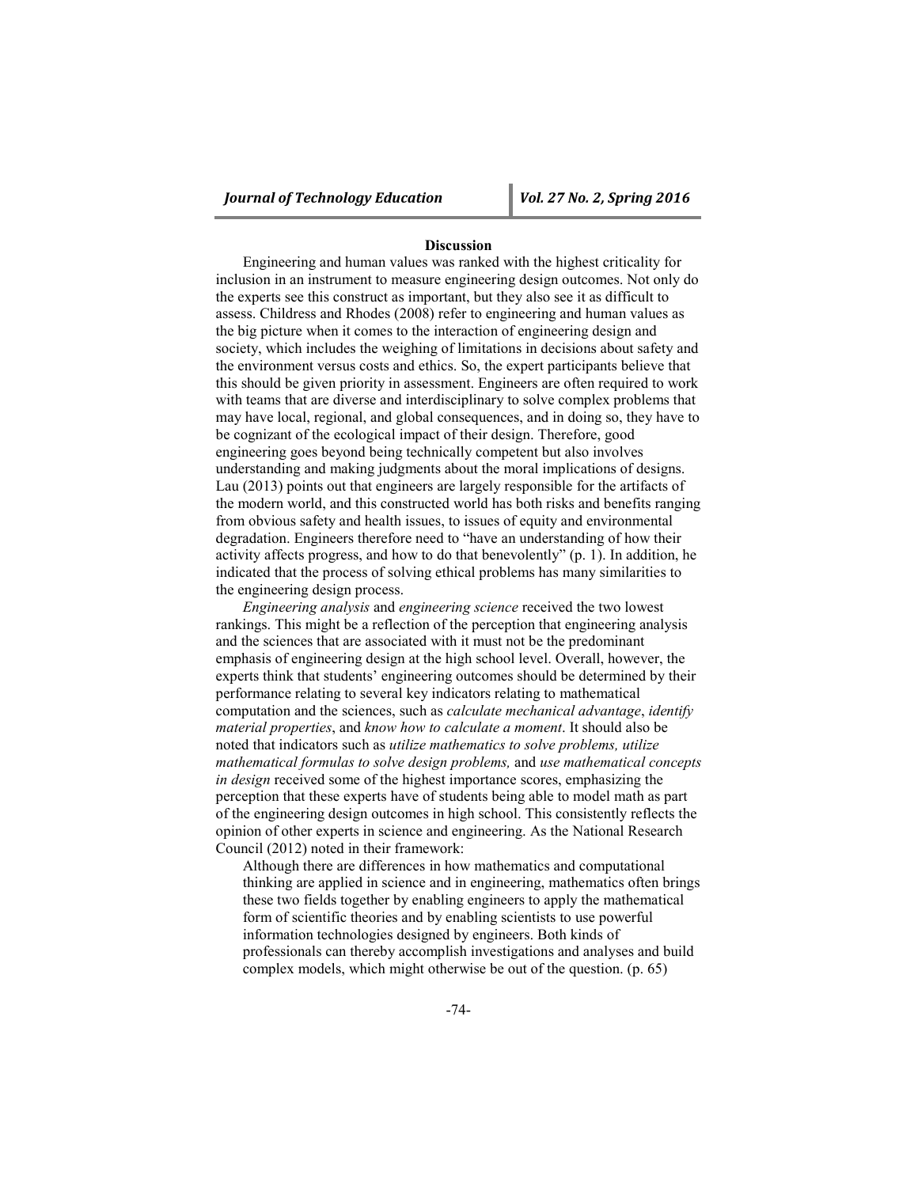## Discussion

Engineering and human values was ranked with the highest criticality for inclusion in an instrument to measure engineering design outcomes. Not only do the experts see this construct as important, but they also see it as difficult to assess. Childress and Rhodes (2008) refer to engineering and human values as the big picture when it comes to the interaction of engineering design and society, which includes the weighing of limitations in decisions about safety and the environment versus costs and ethics. So, the expert participants believe that this should be given priority in assessment. Engineers are often required to work with teams that are diverse and interdisciplinary to solve complex problems that may have local, regional, and global consequences, and in doing so, they have to be cognizant of the ecological impact of their design. Therefore, good engineering goes beyond being technically competent but also involves understanding and making judgments about the moral implications of designs. Lau (2013) points out that engineers are largely responsible for the artifacts of the modern world, and this constructed world has both risks and benefits ranging from obvious safety and health issues, to issues of equity and environmental degradation. Engineers therefore need to "have an understanding of how their activity affects progress, and how to do that benevolently" (p. 1). In addition, he indicated that the process of solving ethical problems has many similarities to the engineering design process.

*Engineering analysis* and *engineering science* received the two lowest rankings. This might be a reflection of the perception that engineering analysis and the sciences that are associated with it must not be the predominant emphasis of engineering design at the high school level. Overall, however, the experts think that students' engineering outcomes should be determined by their performance relating to several key indicators relating to mathematical computation and the sciences, such as *calculate mechanical advantage*, *identify material properties*, and *know how to calculate a moment*. It should also be noted that indicators such as *utilize mathematics to solve problems, utilize mathematical formulas to solve design problems,* and *use mathematical concepts in design* received some of the highest importance scores, emphasizing the perception that these experts have of students being able to model math as part of the engineering design outcomes in high school. This consistently reflects the opinion of other experts in science and engineering. As the National Research Council (2012) noted in their framework:

> Although there are differences in how mathematics and computational thinking are applied in science and in engineering, mathematics often brings these two fields together by enabling engineers to apply the mathematical form of scientific theories and by enabling scientists to use powerful information technologies designed by engineers. Both kinds of professionals can thereby accomplish investigations and analyses and build complex models, which might otherwise be out of the question. (p. 65)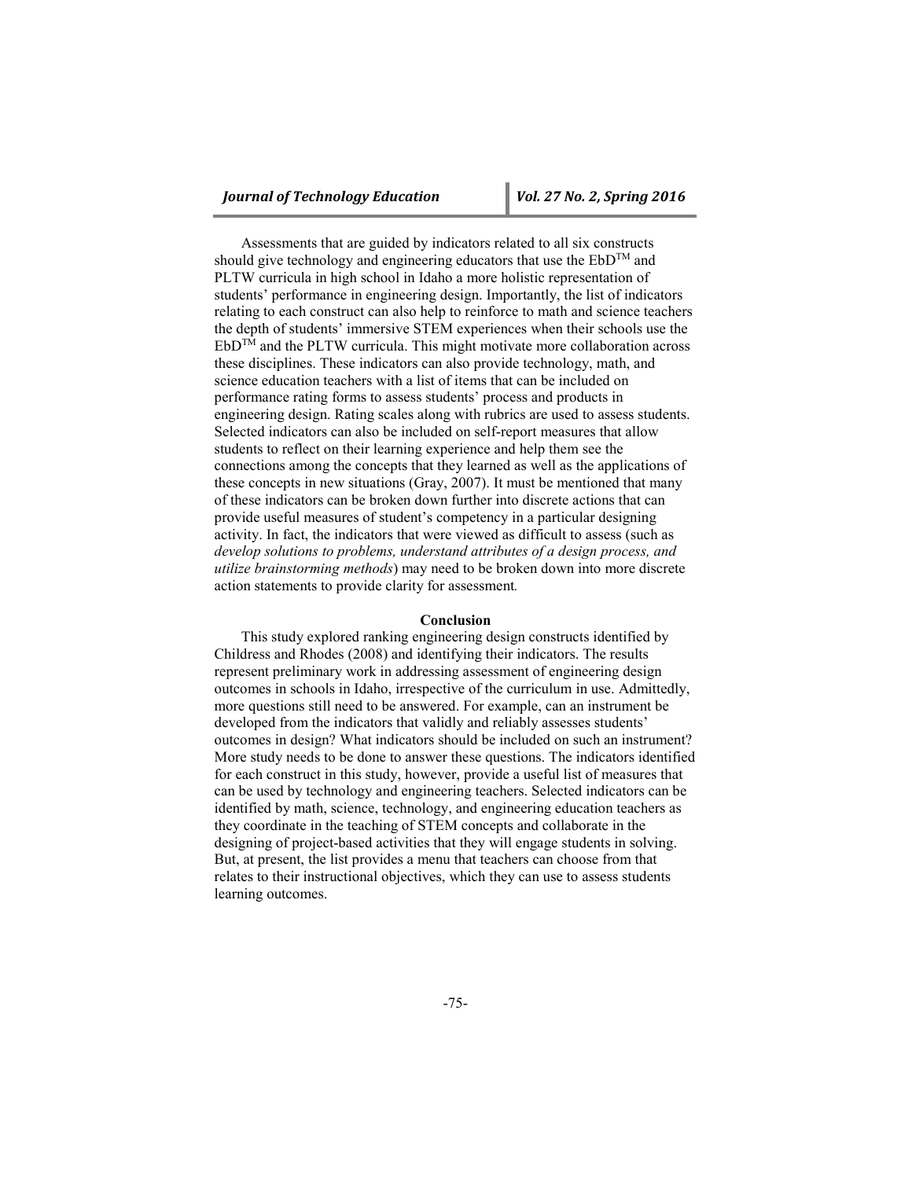Assessments that are guided by indicators related to all six constructs should give technology and engineering educators that use the EbD™ and PLTW curricula in high school in Idaho a more holistic representation of students' performance in engineering design. Importantly, the list of indicators relating to each construct can also help to reinforce to math and science teachers the depth of students' immersive STEM experiences when their schools use the EbD™ and the PLTW curricula. This might motivate more collaboration across these disciplines. These indicators can also provide technology, math, and science education teachers with a list of items that can be included on performance rating forms to assess students' process and products in engineering design. Rating scales along with rubrics are used to assess students. Selected indicators can also be included on self-report measures that allow students to reflect on their learning experience and help them see the connections among the concepts that they learned as well as the applications of these concepts in new situations (Gray, 2007). It must be mentioned that many of these indicators can be broken down further into discrete actions that can provide useful measures of student's competency in a particular designing activity. In fact, the indicators that were viewed as difficult to assess (such as *develop solutions to problems, understand attributes of a design process, and utilize brainstorming methods*) may need to be broken down into more discrete action statements to provide clarity for assessment.

## Conclusion

This study explored ranking engineering design constructs identified by Childress and Rhodes (2008) and identifying their indicators. The results represent preliminary work in addressing assessment of engineering design outcomes in schools in Idaho, irrespective of the curriculum in use. Admittedly, more questions still need to be answered. For example, can an instrument be developed from the indicators that validly and reliably assesses students' outcomes in design? What indicators should be included on such an instrument? More study needs to be done to answer these questions. The indicators identified for each construct in this study, however, provide a useful list of measures that can be used by technology and engineering teachers. Selected indicators can be identified by math, science, technology, and engineering education teachers as they coordinate in the teaching of STEM concepts and collaborate in the designing of project-based activities that they will engage students in solving. But, at present, the list provides a menu that teachers can choose from that relates to their instructional objectives, which they can use to assess students learning outcomes.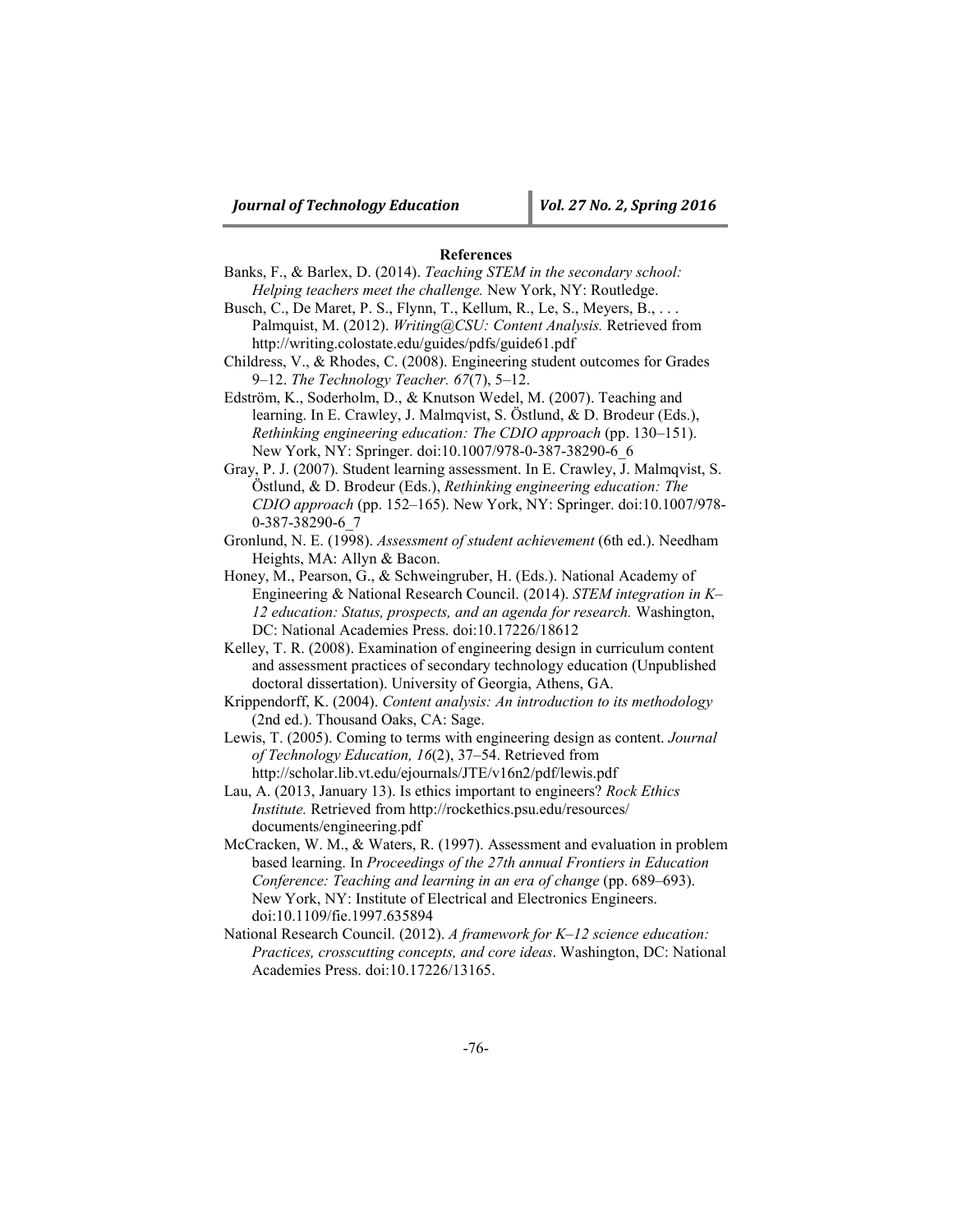## References

Banks, F., & Barlex, D. (2014). *Teaching STEM in the secondary school: Helping teachers meet the challenge.* New York, NY: Routledge.

Busch, C., De Maret, P. S., Flynn, T., Kellum, R., Le, S., Meyers, B., . . . Palmquist, M. (2012). *Writing@CSU: Content Analysis.* Retrieved from http://writing.colostate.edu/guides/pdfs/guide61.pdf

Childress, V., & Rhodes, C. (2008). Engineering student outcomes for Grades 9–12. *The Technology Teacher. 67*(7), 5–12.

Edström, K., Soderholm, D., & Knutson Wedel, M. (2007). Teaching and learning. In E. Crawley, J. Malmqvist, S. Östlund, & D. Brodeur (Eds.), *Rethinking engineering education: The CDIO approach* (pp. 130–151). New York, NY: Springer. doi:10.1007/978-0-387-38290-6_6

Gray, P. J. (2007). Student learning assessment. In E. Crawley, J. Malmqvist, S. Östlund, & D. Brodeur (Eds.), *Rethinking engineering education: The CDIO approach* (pp. 152–165). New York, NY: Springer. doi:10.1007/978-0-387-38290-6_7

Gronlund, N. E. (1998). *Assessment of student achievement* (6th ed.). Needham Heights, MA: Allyn & Bacon.

Honey, M., Pearson, G., & Schweingruber, H. (Eds.). National Academy of Engineering & National Research Council. (2014). *STEM integration in K–12 education: Status, prospects, and an agenda for research.* Washington, DC: National Academies Press. doi:10.17226/18612

Kelley, T. R. (2008). Examination of engineering design in curriculum content and assessment practices of secondary technology education (Unpublished doctoral dissertation). University of Georgia, Athens, GA.

Krippendorff, K. (2004). *Content analysis: An introduction to its methodology* (2nd ed.). Thousand Oaks, CA: Sage.

Lewis, T. (2005). Coming to terms with engineering design as content. *Journal of Technology Education, 16*(2), 37–54. Retrieved from http://scholar.lib.vt.edu/ejournals/JTE/v16n2/pdf/lewis.pdf

Lau, A. (2013, January 13). Is ethics important to engineers? *Rock Ethics Institute.* Retrieved from http://rockethics.psu.edu/resources/documents/engineering.pdf

McCracken, W. M., & Waters, R. (1997). Assessment and evaluation in problem based learning. In *Proceedings of the 27th annual Frontiers in Education Conference: Teaching and learning in an era of change* (pp. 689–693). New York, NY: Institute of Electrical and Electronics Engineers. doi:10.1109/fie.1997.635894

National Research Council. (2012). *A framework for K–12 science education: Practices, crosscutting concepts, and core ideas*. Washington, DC: National Academies Press. doi:10.17226/13165.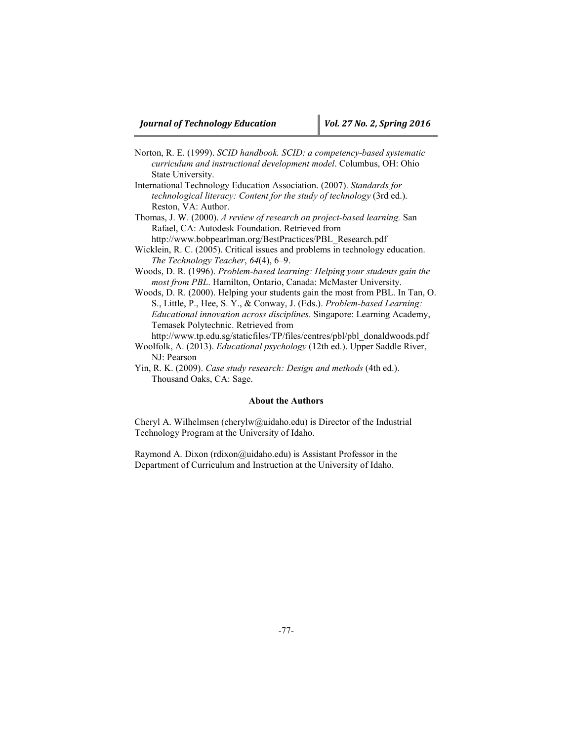Norton, R. E. (1999). *SCID handbook. SCID: a competency-based systematic curriculum and instructional development model*. Columbus, OH: Ohio State University.

International Technology Education Association. (2007). *Standards for technological literacy: Content for the study of technology* (3rd ed.). Reston, VA: Author.

Thomas, J. W. (2000). *A review of research on project-based learning.* San Rafael, CA: Autodesk Foundation. Retrieved from http://www.bobpearlman.org/BestPractices/PBL_Research.pdf

Wicklein, R. C. (2005). Critical issues and problems in technology education. *The Technology Teacher*, *64*(4), 6–9.

Woods, D. R. (1996). *Problem-based learning: Helping your students gain the most from PBL*. Hamilton, Ontario, Canada: McMaster University.

Woods, D. R. (2000). Helping your students gain the most from PBL. In Tan, O. S., Little, P., Hee, S. Y., & Conway, J. (Eds.). *Problem-based Learning: Educational innovation across disciplines*. Singapore: Learning Academy, Temasek Polytechnic. Retrieved from http://www.tp.edu.sg/staticfiles/TP/files/centres/pbl/pbl_donaldwoods.pdf

Woolfolk, A. (2013). *Educational psychology* (12th ed.). Upper Saddle River, NJ: Pearson

Yin, R. K. (2009). *Case study research: Design and methods* (4th ed.). Thousand Oaks, CA: Sage.

**About the Authors**

Cheryl A. Wilhelmsen (cherylw@uidaho.edu) is Director of the Industrial Technology Program at the University of Idaho.

Raymond A. Dixon (rdixon@uidaho.edu) is Assistant Professor in the Department of Curriculum and Instruction at the University of Idaho.